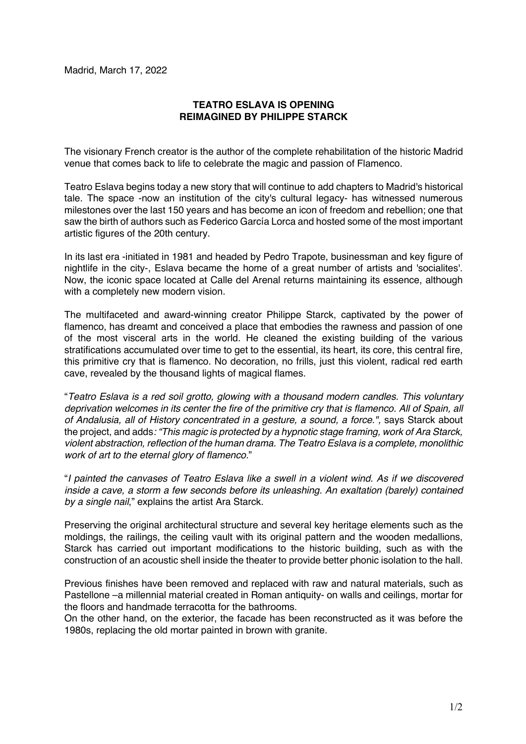Madrid, March 17, 2022

# TEATRO ESLAVA IS OPENING
# REIMAGINED BY PHILIPPE STARCK

The visionary French creator is the author of the complete rehabilitation of the historic Madrid venue that comes back to life to celebrate the magic and passion of Flamenco.

Teatro Eslava begins today a new story that will continue to add chapters to Madrid's historical tale. The space -now an institution of the city's cultural legacy- has witnessed numerous milestones over the last 150 years and has become an icon of freedom and rebellion; one that saw the birth of authors such as Federico García Lorca and hosted some of the most important artistic figures of the 20th century.

In its last era -initiated in 1981 and headed by Pedro Trapote, businessman and key figure of nightlife in the city-, Eslava became the home of a great number of artists and 'socialites'. Now, the iconic space located at Calle del Arenal returns maintaining its essence, although with a completely new modern vision.

The multifaceted and award-winning creator Philippe Starck, captivated by the power of flamenco, has dreamt and conceived a place that embodies the rawness and passion of one of the most visceral arts in the world. He cleaned the existing building of the various stratifications accumulated over time to get to the essential, its heart, its core, this central fire, this primitive cry that is flamenco. No decoration, no frills, just this violent, radical red earth cave, revealed by the thousand lights of magical flames.

"*Teatro Eslava is a red soil grotto, glowing with a thousand modern candles. This voluntary deprivation welcomes in its center the fire of the primitive cry that is flamenco. All of Spain, all of Andalusia, all of History concentrated in a gesture, a sound, a force.",* says Starck about the project, and adds*: "This magic is protected by a hypnotic stage framing, work of Ara Starck, violent abstraction, reflection of the human drama. The Teatro Eslava is a complete, monolithic work of art to the eternal glory of flamenco*."

"*I painted the canvases of Teatro Eslava like a swell in a violent wind. As if we discovered inside a cave, a storm a few seconds before its unleashing. An exaltation (barely) contained by a single nail*," explains the artist Ara Starck.

Preserving the original architectural structure and several key heritage elements such as the moldings, the railings, the ceiling vault with its original pattern and the wooden medallions, Starck has carried out important modifications to the historic building, such as with the construction of an acoustic shell inside the theater to provide better phonic isolation to the hall.

Previous finishes have been removed and replaced with raw and natural materials, such as Pastellone –a millennial material created in Roman antiquity- on walls and ceilings, mortar for the floors and handmade terracotta for the bathrooms.
On the other hand, on the exterior, the facade has been reconstructed as it was before the 1980s, replacing the old mortar painted in brown with granite.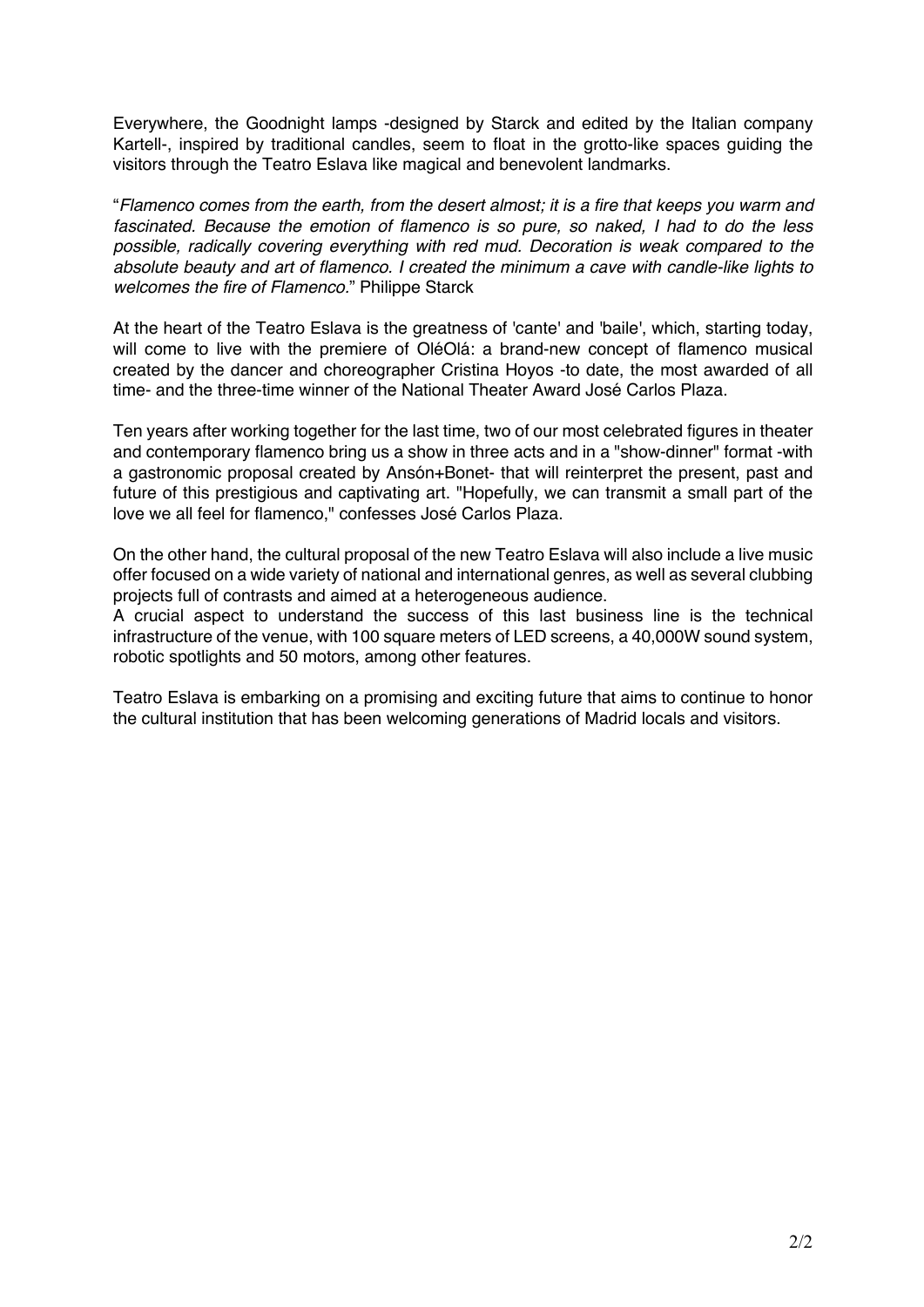Everywhere, the Goodnight lamps -designed by Starck and edited by the Italian company Kartell-, inspired by traditional candles, seem to float in the grotto-like spaces guiding the visitors through the Teatro Eslava like magical and benevolent landmarks.

"*Flamenco comes from the earth, from the desert almost; it is a fire that keeps you warm and fascinated. Because the emotion of flamenco is so pure, so naked, I had to do the less possible, radically covering everything with red mud. Decoration is weak compared to the absolute beauty and art of flamenco. I created the minimum a cave with candle-like lights to welcomes the fire of Flamenco.*" Philippe Starck

At the heart of the Teatro Eslava is the greatness of 'cante' and 'baile', which, starting today, will come to live with the premiere of OléOlá: a brand-new concept of flamenco musical created by the dancer and choreographer Cristina Hoyos -to date, the most awarded of all time- and the three-time winner of the National Theater Award José Carlos Plaza.

Ten years after working together for the last time, two of our most celebrated figures in theater and contemporary flamenco bring us a show in three acts and in a "show-dinner" format -with a gastronomic proposal created by Ansón+Bonet- that will reinterpret the present, past and future of this prestigious and captivating art. "Hopefully, we can transmit a small part of the love we all feel for flamenco," confesses José Carlos Plaza.

On the other hand, the cultural proposal of the new Teatro Eslava will also include a live music offer focused on a wide variety of national and international genres, as well as several clubbing projects full of contrasts and aimed at a heterogeneous audience.
A crucial aspect to understand the success of this last business line is the technical infrastructure of the venue, with 100 square meters of LED screens, a 40,000W sound system, robotic spotlights and 50 motors, among other features.

Teatro Eslava is embarking on a promising and exciting future that aims to continue to honor the cultural institution that has been welcoming generations of Madrid locals and visitors.